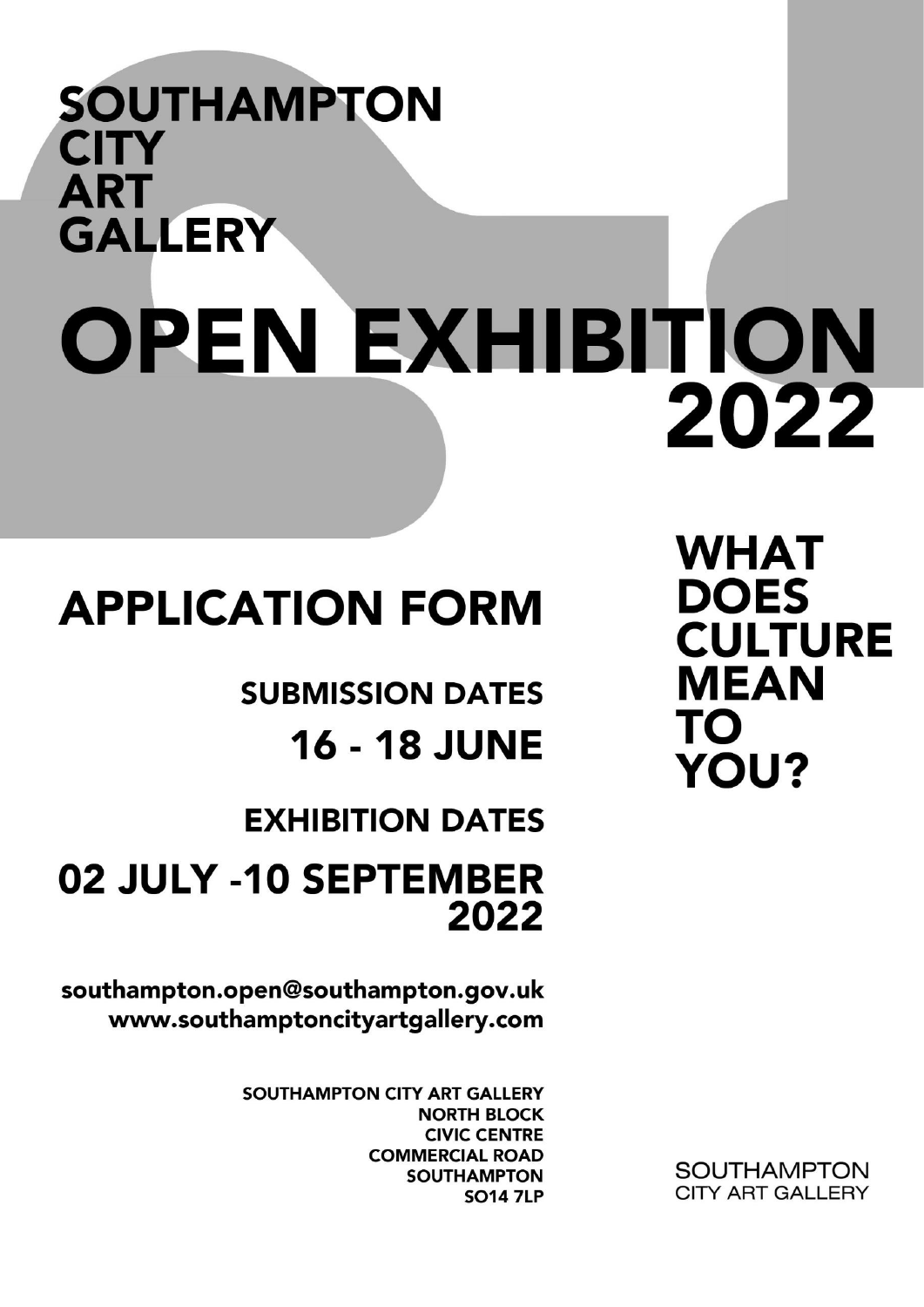# SOUTHAMPTON CITY ART GALLERY

# OPEN EXHIBITION 2022

## APPLICATION FORM

**SUBMISSION DATES**

**16 - 18 JUNE**

**EXHIBITION DATES**

**02 JULY -10 SEPTEMBER 2022**

**WHAT DOES CULTURE MEAN TO YOU?**

southampton.open@southampton.gov.uk
www.southamptoncityartgallery.com

SOUTHAMPTON CITY ART GALLERY
NORTH BLOCK
CIVIC CENTRE
COMMERCIAL ROAD
SOUTHAMPTON
SO14 7LP

SOUTHAMPTON CITY ART GALLERY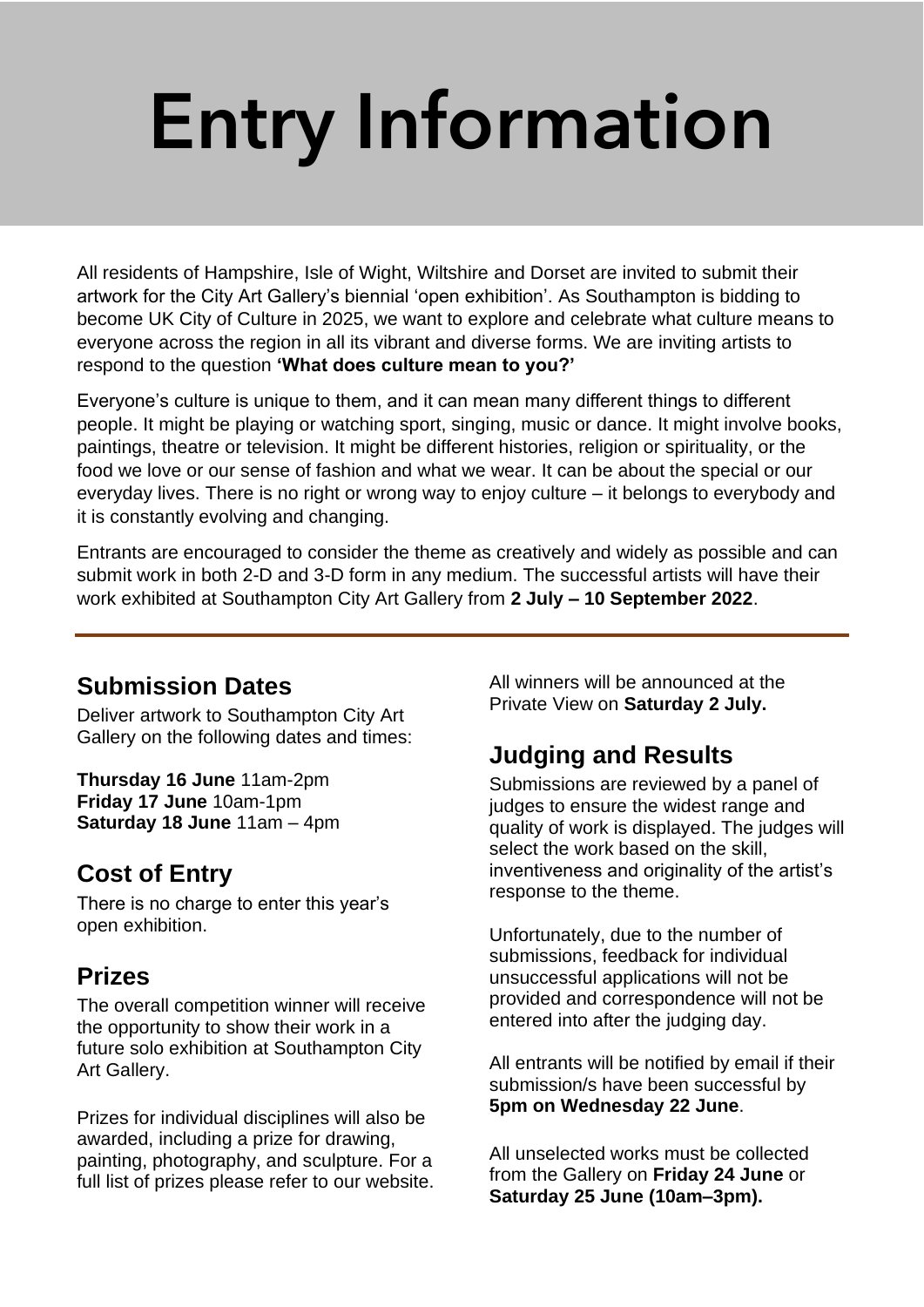# Entry Information

All residents of Hampshire, Isle of Wight, Wiltshire and Dorset are invited to submit their artwork for the City Art Gallery's biennial 'open exhibition'. As Southampton is bidding to become UK City of Culture in 2025, we want to explore and celebrate what culture means to everyone across the region in all its vibrant and diverse forms. We are inviting artists to respond to the question **'What does culture mean to you?'**

Everyone's culture is unique to them, and it can mean many different things to different people. It might be playing or watching sport, singing, music or dance. It might involve books, paintings, theatre or television. It might be different histories, religion or spirituality, or the food we love or our sense of fashion and what we wear. It can be about the special or our everyday lives. There is no right or wrong way to enjoy culture – it belongs to everybody and it is constantly evolving and changing.

Entrants are encouraged to consider the theme as creatively and widely as possible and can submit work in both 2-D and 3-D form in any medium. The successful artists will have their work exhibited at Southampton City Art Gallery from **2 July – 10 September 2022**.

---

## Submission Dates

Deliver artwork to Southampton City Art Gallery on the following dates and times:

**Thursday 16 June** 11am-2pm
**Friday 17 June** 10am-1pm
**Saturday 18 June** 11am – 4pm

## Cost of Entry

There is no charge to enter this year's open exhibition.

## Prizes

The overall competition winner will receive the opportunity to show their work in a future solo exhibition at Southampton City Art Gallery.

Prizes for individual disciplines will also be awarded, including a prize for drawing, painting, photography, and sculpture. For a full list of prizes please refer to our website.

All winners will be announced at the Private View on **Saturday 2 July.**

## Judging and Results

Submissions are reviewed by a panel of judges to ensure the widest range and quality of work is displayed. The judges will select the work based on the skill, inventiveness and originality of the artist's response to the theme.

Unfortunately, due to the number of submissions, feedback for individual unsuccessful applications will not be provided and correspondence will not be entered into after the judging day.

All entrants will be notified by email if their submission/s have been successful by **5pm on Wednesday 22 June**.

All unselected works must be collected from the Gallery on **Friday 24 June** or **Saturday 25 June (10am–3pm).**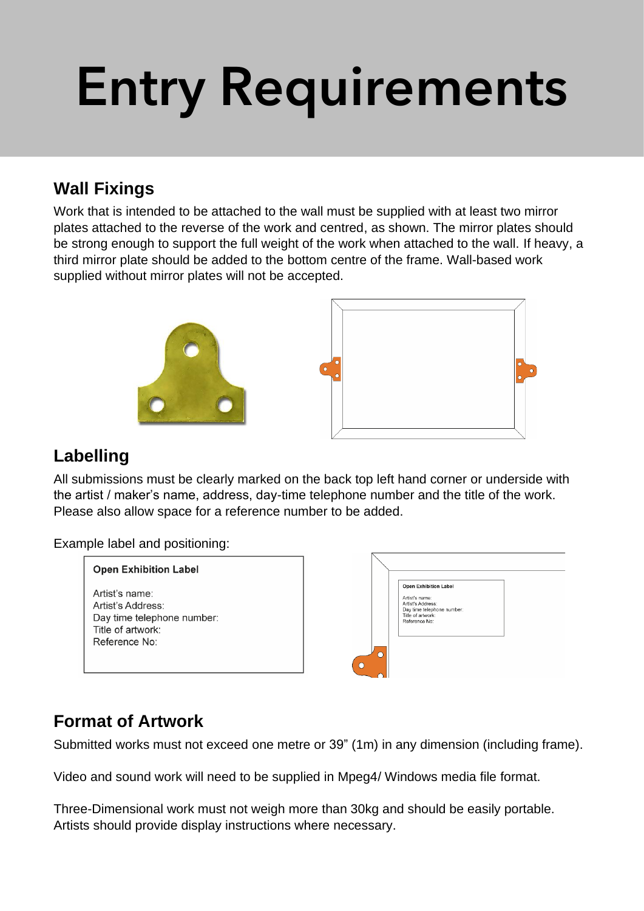# Entry Requirements

## Wall Fixings

Work that is intended to be attached to the wall must be supplied with at least two mirror plates attached to the reverse of the work and centred, as shown. The mirror plates should be strong enough to support the full weight of the work when attached to the wall. If heavy, a third mirror plate should be added to the bottom centre of the frame. Wall-based work supplied without mirror plates will not be accepted.

## Labelling

All submissions must be clearly marked on the back top left hand corner or underside with the artist / maker's name, address, day-time telephone number and the title of the work. Please also allow space for a reference number to be added.

Example label and positioning:

**Open Exhibition Label**

Artist's name:
Artist's Address:
Day time telephone number:
Title of artwork:
Reference No:

## Format of Artwork

Submitted works must not exceed one metre or 39" (1m) in any dimension (including frame).

Video and sound work will need to be supplied in Mpeg4/ Windows media file format.

Three-Dimensional work must not weigh more than 30kg and should be easily portable. Artists should provide display instructions where necessary.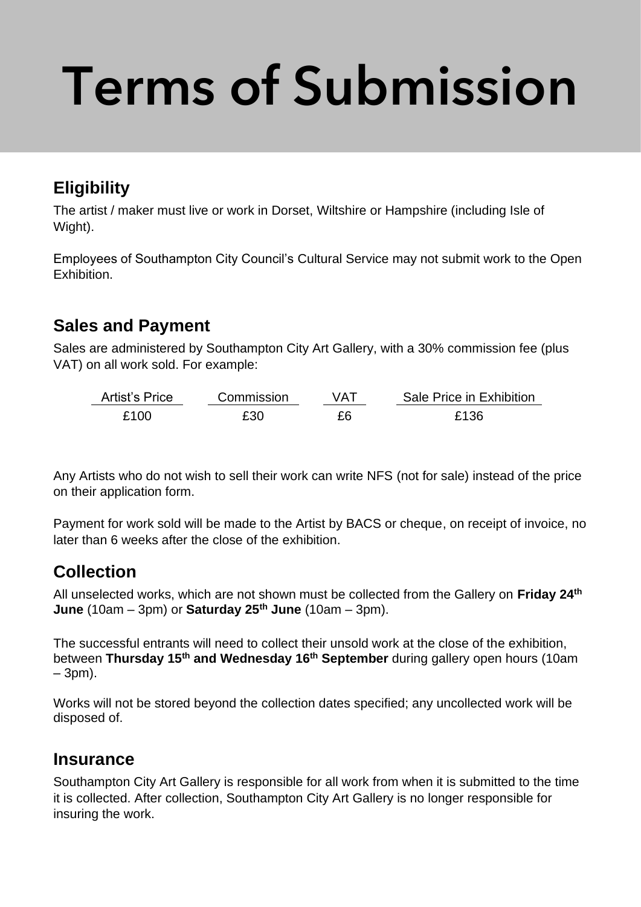# Terms of Submission

## Eligibility

The artist / maker must live or work in Dorset, Wiltshire or Hampshire (including Isle of Wight).

Employees of Southampton City Council's Cultural Service may not submit work to the Open Exhibition.

## Sales and Payment

Sales are administered by Southampton City Art Gallery, with a 30% commission fee (plus VAT) on all work sold. For example:

| Artist's Price | Commission | VAT | Sale Price in Exhibition |
| --- | --- | --- | --- |
| £100 | £30 | £6 | £136 |

Any Artists who do not wish to sell their work can write NFS (not for sale) instead of the price on their application form.

Payment for work sold will be made to the Artist by BACS or cheque, on receipt of invoice, no later than 6 weeks after the close of the exhibition.

## Collection

All unselected works, which are not shown must be collected from the Gallery on **Friday 24th June** (10am – 3pm) or **Saturday 25th June** (10am – 3pm).

The successful entrants will need to collect their unsold work at the close of the exhibition, between **Thursday 15th and Wednesday 16th September** during gallery open hours (10am – 3pm).

Works will not be stored beyond the collection dates specified; any uncollected work will be disposed of.

## Insurance

Southampton City Art Gallery is responsible for all work from when it is submitted to the time it is collected. After collection, Southampton City Art Gallery is no longer responsible for insuring the work.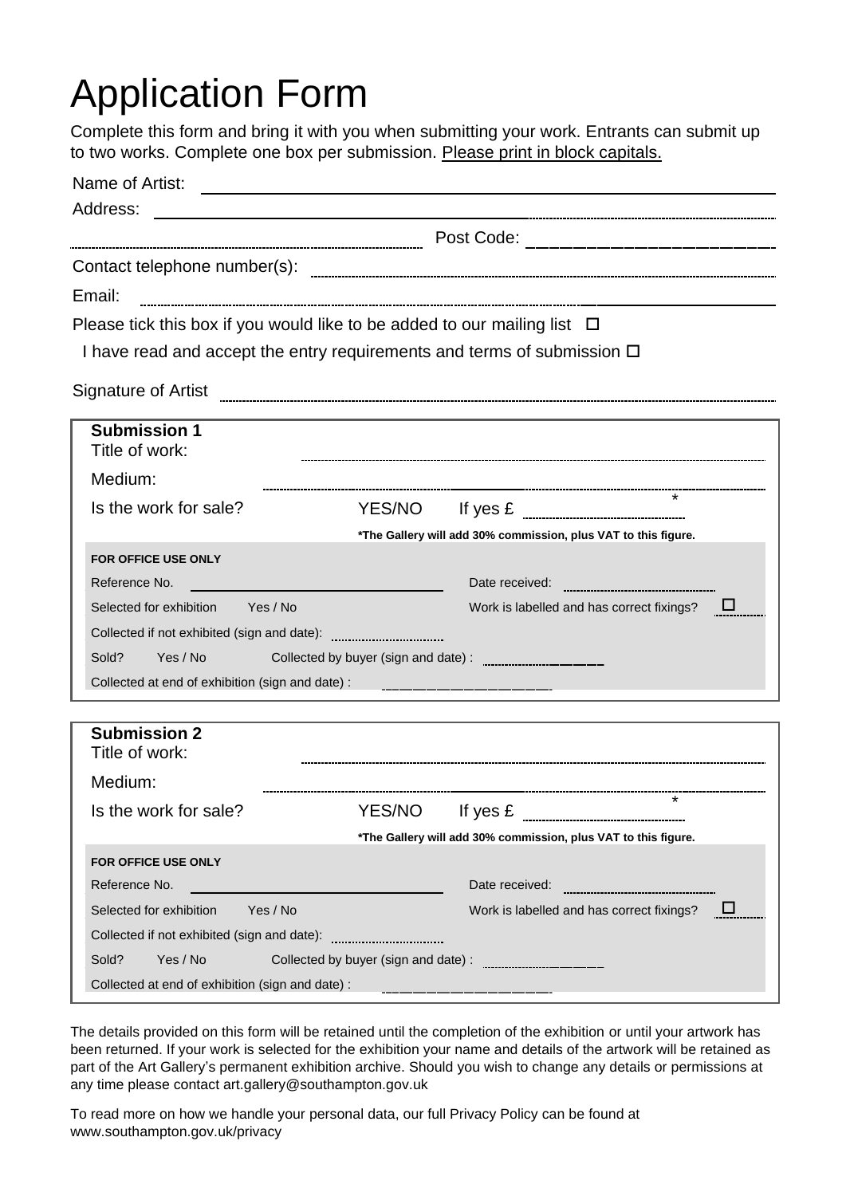# Application Form

Complete this form and bring it with you when submitting your work. Entrants can submit up to two works. Complete one box per submission. Please print in block capitals.

Name of Artist: ______________________________

Address: ______________________________

______________________________ Post Code: ______________________________

Contact telephone number(s): ______________________________

Email: ______________________________

Please tick this box if you would like to be added to our mailing list ☐

I have read and accept the entry requirements and terms of submission ☐

Signature of Artist ______________________________

---

**Submission 1**

Title of work: ______________________________

Medium: ______________________________

Is the work for sale? YES/NO If yes £ ______________________________ *

***The Gallery will add 30% commission, plus VAT to this figure.**

**FOR OFFICE USE ONLY**

Reference No. ______________________________ Date received: ______________________________

Selected for exhibition Yes / No Work is labelled and has correct fixings? ☐

Collected if not exhibited (sign and date): ______________________________

Sold? Yes / No Collected by buyer (sign and date) : ______________________________

Collected at end of exhibition (sign and date) : ______________________________

---

**Submission 2**

Title of work: ______________________________

Medium: ______________________________

Is the work for sale? YES/NO If yes £ ______________________________ *

***The Gallery will add 30% commission, plus VAT to this figure.**

**FOR OFFICE USE ONLY**

Reference No. ______________________________ Date received: ______________________________

Selected for exhibition Yes / No Work is labelled and has correct fixings? ☐

Collected if not exhibited (sign and date): ______________________________

Sold? Yes / No Collected by buyer (sign and date) : ______________________________

Collected at end of exhibition (sign and date) : ______________________________

---

The details provided on this form will be retained until the completion of the exhibition or until your artwork has been returned. If your work is selected for the exhibition your name and details of the artwork will be retained as part of the Art Gallery's permanent exhibition archive. Should you wish to change any details or permissions at any time please contact art.gallery@southampton.gov.uk

To read more on how we handle your personal data, our full Privacy Policy can be found at www.southampton.gov.uk/privacy